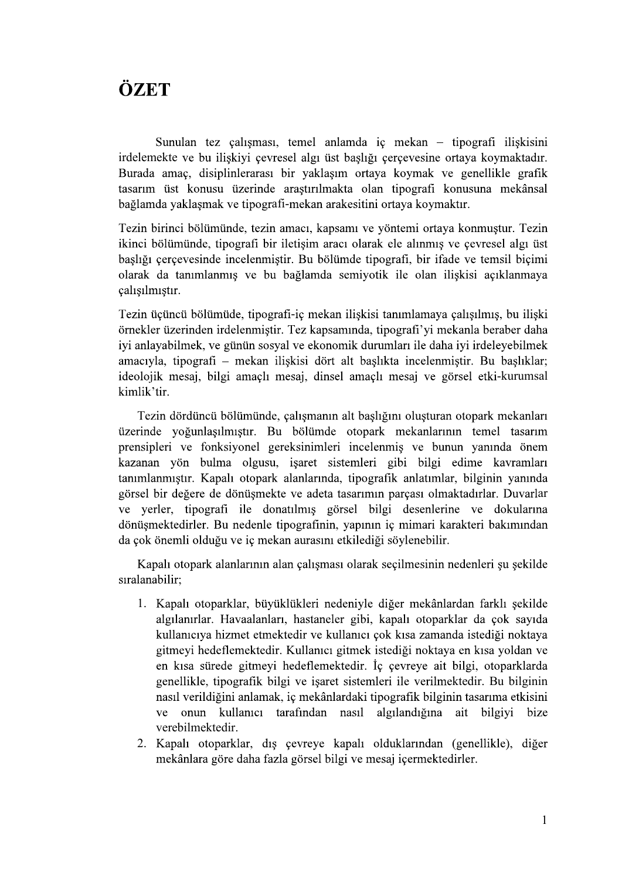# ÖZET

Sunulan tez çalışması, temel anlamda iç mekan – tipografi ilişkisini irdelemekte ve bu ilişkiyi çevresel algı üst başlığı çerçevesine ortaya koymaktadır. Burada amaç, disiplinlerarası bir yaklaşım ortaya koymak ve genellikle grafik tasarım üst konusu üzerinde araştırılmakta olan tipografi konusuna mekânsal bağlamda yaklaşmak ve tipografi-mekan arakesitini ortaya koymaktır.

Tezin birinci bölümünde, tezin amacı, kapsamı ve yöntemi ortaya konmuştur. Tezin ikinci bölümünde, tipografi bir iletişim aracı olarak ele alınmış ve çevresel algı üst başlığı çerçevesinde incelenmiştir. Bu bölümde tipografi, bir ifade ve temsil biçimi olarak da tanımlanmış ve bu bağlamda semiyotik ile olan ilişkisi açıklanmaya çalışılmıştır.

Tezin üçüncü bölümüde, tipografi-iç mekan ilişkisi tanımlamaya çalışılmış, bu ilişki örnekler üzerinden irdelenmiştir. Tez kapsamında, tipografi'yi mekanla beraber daha iyi anlayabilmek, ve günün sosyal ve ekonomik durumları ile daha iyi irdeleyebilmek amacıyla, tipografi – mekan ilişkisi dört alt başlıkta incelenmiştir. Bu başlıklar; ideolojik mesaj, bilgi amaçlı mesaj, dinsel amaçlı mesaj ve görsel etki-kurumsal kimlik'tir.

Tezin dördüncü bölümünde, çalışmanın alt başlığını oluşturan otopark mekanları üzerinde yoğunlaşılmıştır. Bu bölümde otopark mekanlarının temel tasarım prensipleri ve fonksiyonel gereksinimleri incelenmiş ve bunun yanında önem kazanan yön bulma olgusu, işaret sistemleri gibi bilgi edime kavramları tanımlanmıştır. Kapalı otopark alanlarında, tipografik anlatımlar, bilginin yanında görsel bir değere de dönüşmekte ve adeta tasarımın parçası olmaktadırlar. Duvarlar ve yerler, tipografi ile donatılmış görsel bilgi desenlerine ve dokularına dönüşmektedirler. Bu nedenle tipografinin, yapının iç mimari karakteri bakımından da çok önemli olduğu ve iç mekan aurasını etkilediği söylenebilir.

Kapalı otopark alanlarının alan çalışması olarak seçilmesinin nedenleri şu şekilde sıralanabilir;

1. Kapalı otoparklar, büyüklükleri nedeniyle diğer mekânlardan farklı şekilde algılanırlar. Havaalanları, hastaneler gibi, kapalı otoparklar da çok sayıda kullanıcıya hizmet etmektedir ve kullanıcı çok kısa zamanda istediği noktaya gitmeyi hedeflemektedir. Kullanıcı gitmek istediği noktaya en kısa yoldan ve en kısa sürede gitmeyi hedeflemektedir. İç çevreye ait bilgi, otoparklarda genellikle, tipografik bilgi ve işaret sistemleri ile verilmektedir. Bu bilginin nasıl verildiğini anlamak, iç mekânlardaki tipografik bilginin tasarıma etkisini ve onun kullanıcı tarafından nasıl algılandığına ait bilgiyi bize verebilmektedir.
2. Kapalı otoparklar, dış çevreye kapalı olduklarından (genellikle), diğer mekânlara göre daha fazla görsel bilgi ve mesaj içermektedirler.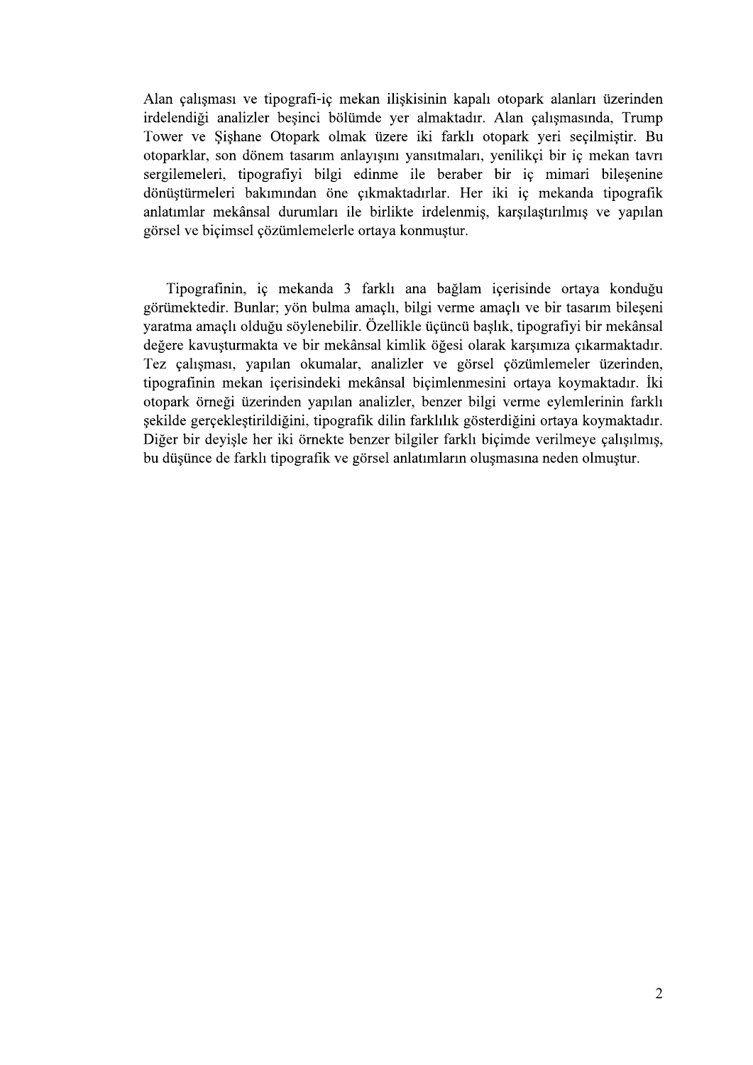Alan çalışması ve tipografi-iç mekan ilişkisinin kapalı otopark alanları üzerinden irdelendiği analizler beşinci bölümde yer almaktadır. Alan çalışmasında, Trump Tower ve Şişhane Otopark olmak üzere iki farklı otopark yeri seçilmiştir. Bu otoparklar, son dönem tasarım anlayışını yansıtmaları, yenilikçi bir iç mekan tavrı sergilemeleri, tipografiyi bilgi edinme ile beraber bir iç mimari bileşenine dönüştürmeleri bakımından öne çıkmaktadırlar. Her iki iç mekanda tipografik anlatımlar mekânsal durumları ile birlikte irdelenmiş, karşılaştırılmış ve yapılan görsel ve biçimsel çözümlemelerle ortaya konmuştur.

Tipografinin, iç mekanda 3 farklı ana bağlam içerisinde ortaya konduğu görümektedir. Bunlar; yön bulma amaçlı, bilgi verme amaçlı ve bir tasarım bileşeni yaratma amaçlı olduğu söylenebilir. Özellikle üçüncü başlık, tipografiyi bir mekânsal değere kavuşturmakta ve bir mekânsal kimlik öğesi olarak karşımıza çıkarmaktadır. Tez çalışması, yapılan okumalar, analizler ve görsel çözümlemeler üzerinden, tipografinin mekan içerisindeki mekânsal biçimlenmesini ortaya koymaktadır. İki otopark örneği üzerinden yapılan analizler, benzer bilgi verme eylemlerinin farklı şekilde gerçekleştirildiğini, tipografik dilin farklılık gösterdiğini ortaya koymaktadır. Diğer bir deyişle her iki örnekte benzer bilgiler farklı biçimde verilmeye çalışılmış, bu düşünce de farklı tipografik ve görsel anlatımların oluşmasına neden olmuştur.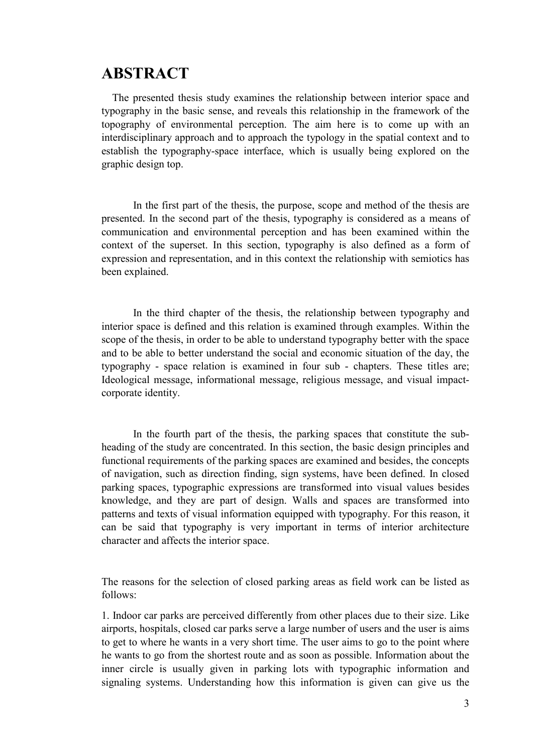# ABSTRACT

The presented thesis study examines the relationship between interior space and typography in the basic sense, and reveals this relationship in the framework of the topography of environmental perception. The aim here is to come up with an interdisciplinary approach and to approach the typology in the spatial context and to establish the typography-space interface, which is usually being explored on the graphic design top.

In the first part of the thesis, the purpose, scope and method of the thesis are presented. In the second part of the thesis, typography is considered as a means of communication and environmental perception and has been examined within the context of the superset. In this section, typography is also defined as a form of expression and representation, and in this context the relationship with semiotics has been explained.

In the third chapter of the thesis, the relationship between typography and interior space is defined and this relation is examined through examples. Within the scope of the thesis, in order to be able to understand typography better with the space and to be able to better understand the social and economic situation of the day, the typography - space relation is examined in four sub - chapters. These titles are; Ideological message, informational message, religious message, and visual impact-corporate identity.

In the fourth part of the thesis, the parking spaces that constitute the sub-heading of the study are concentrated. In this section, the basic design principles and functional requirements of the parking spaces are examined and besides, the concepts of navigation, such as direction finding, sign systems, have been defined. In closed parking spaces, typographic expressions are transformed into visual values besides knowledge, and they are part of design. Walls and spaces are transformed into patterns and texts of visual information equipped with typography. For this reason, it can be said that typography is very important in terms of interior architecture character and affects the interior space.

The reasons for the selection of closed parking areas as field work can be listed as follows:

1. Indoor car parks are perceived differently from other places due to their size. Like airports, hospitals, closed car parks serve a large number of users and the user is aims to get to where he wants in a very short time. The user aims to go to the point where he wants to go from the shortest route and as soon as possible. Information about the inner circle is usually given in parking lots with typographic information and signaling systems. Understanding how this information is given can give us the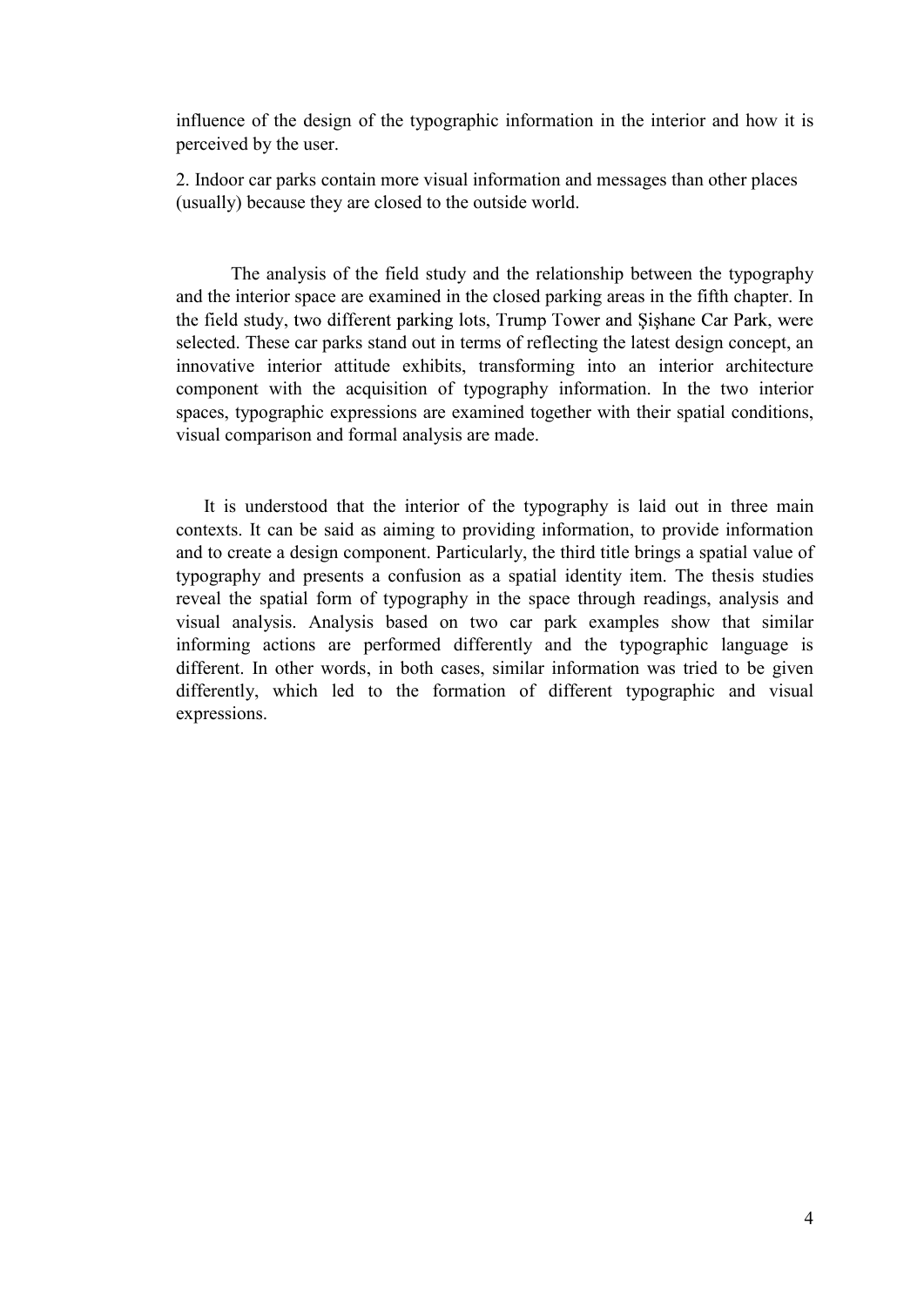influence of the design of the typographic information in the interior and how it is perceived by the user.

2. Indoor car parks contain more visual information and messages than other places (usually) because they are closed to the outside world.

The analysis of the field study and the relationship between the typography and the interior space are examined in the closed parking areas in the fifth chapter. In the field study, two different parking lots, Trump Tower and Şişhane Car Park, were selected. These car parks stand out in terms of reflecting the latest design concept, an innovative interior attitude exhibits, transforming into an interior architecture component with the acquisition of typography information. In the two interior spaces, typographic expressions are examined together with their spatial conditions, visual comparison and formal analysis are made.

It is understood that the interior of the typography is laid out in three main contexts. It can be said as aiming to providing information, to provide information and to create a design component. Particularly, the third title brings a spatial value of typography and presents a confusion as a spatial identity item. The thesis studies reveal the spatial form of typography in the space through readings, analysis and visual analysis. Analysis based on two car park examples show that similar informing actions are performed differently and the typographic language is different. In other words, in both cases, similar information was tried to be given differently, which led to the formation of different typographic and visual expressions.